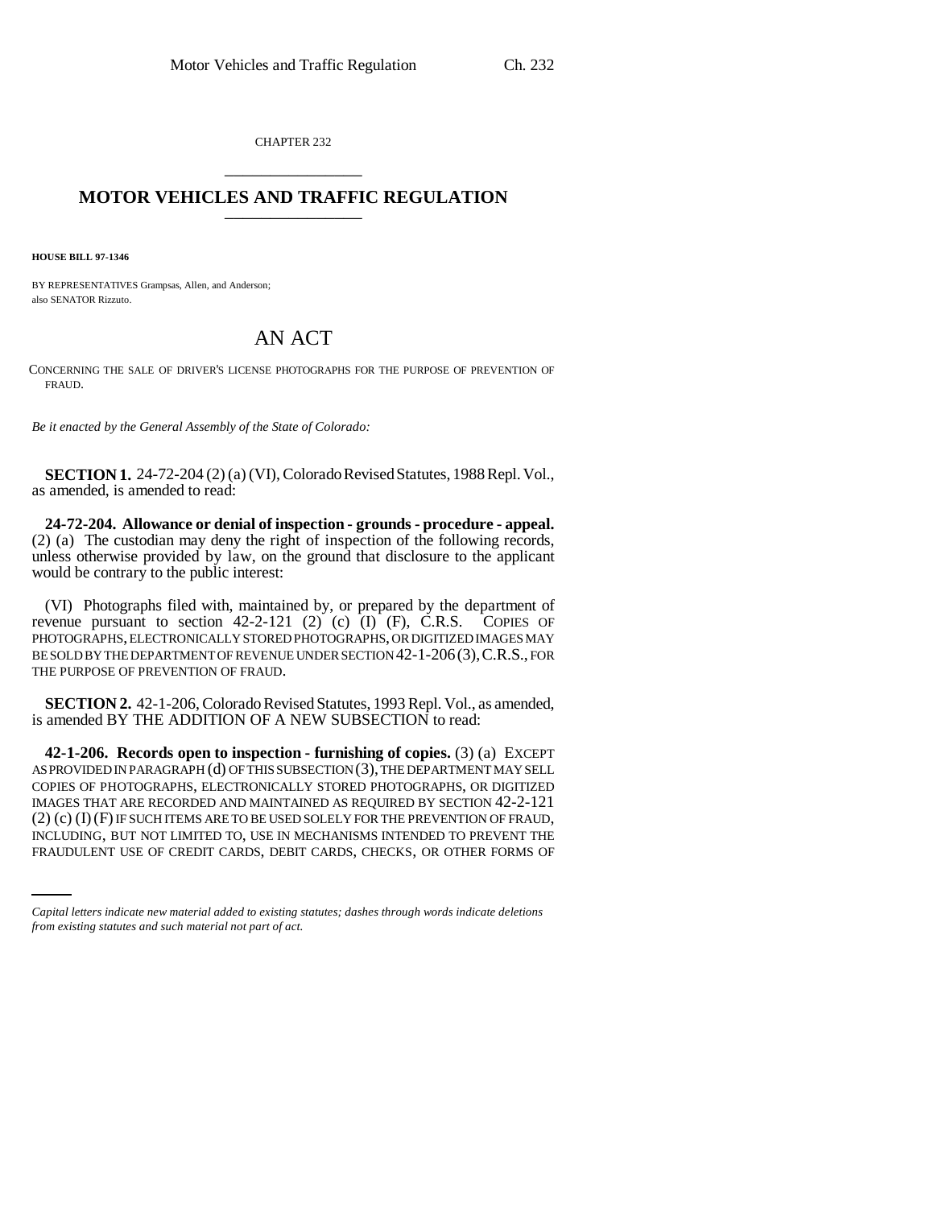CHAPTER 232

# MOTOR VEHICLES AND TRAFFIC REGULATION

**HOUSE BILL 97-1346**

BY REPRESENTATIVES Grampsas, Allen, and Anderson;
also SENATOR Rizzuto.

## AN ACT

CONCERNING THE SALE OF DRIVER'S LICENSE PHOTOGRAPHS FOR THE PURPOSE OF PREVENTION OF FRAUD.

*Be it enacted by the General Assembly of the State of Colorado:*

**SECTION 1.** 24-72-204 (2) (a) (VI), Colorado Revised Statutes, 1988 Repl. Vol., as amended, is amended to read:

**24-72-204. Allowance or denial of inspection - grounds - procedure - appeal.** (2) (a) The custodian may deny the right of inspection of the following records, unless otherwise provided by law, on the ground that disclosure to the applicant would be contrary to the public interest:

(VI) Photographs filed with, maintained by, or prepared by the department of revenue pursuant to section 42-2-121 (2) (c) (I) (F), C.R.S. COPIES OF PHOTOGRAPHS, ELECTRONICALLY STORED PHOTOGRAPHS, OR DIGITIZED IMAGES MAY BE SOLD BY THE DEPARTMENT OF REVENUE UNDER SECTION 42-1-206 (3), C.R.S., FOR THE PURPOSE OF PREVENTION OF FRAUD.

**SECTION 2.** 42-1-206, Colorado Revised Statutes, 1993 Repl. Vol., as amended, is amended BY THE ADDITION OF A NEW SUBSECTION to read:

**42-1-206. Records open to inspection - furnishing of copies.** (3) (a) EXCEPT AS PROVIDED IN PARAGRAPH (d) OF THIS SUBSECTION (3), THE DEPARTMENT MAY SELL COPIES OF PHOTOGRAPHS, ELECTRONICALLY STORED PHOTOGRAPHS, OR DIGITIZED IMAGES THAT ARE RECORDED AND MAINTAINED AS REQUIRED BY SECTION 42-2-121 (2) (c) (I) (F) IF SUCH ITEMS ARE TO BE USED SOLELY FOR THE PREVENTION OF FRAUD, INCLUDING, BUT NOT LIMITED TO, USE IN MECHANISMS INTENDED TO PREVENT THE FRAUDULENT USE OF CREDIT CARDS, DEBIT CARDS, CHECKS, OR OTHER FORMS OF

*Capital letters indicate new material added to existing statutes; dashes through words indicate deletions from existing statutes and such material not part of act.*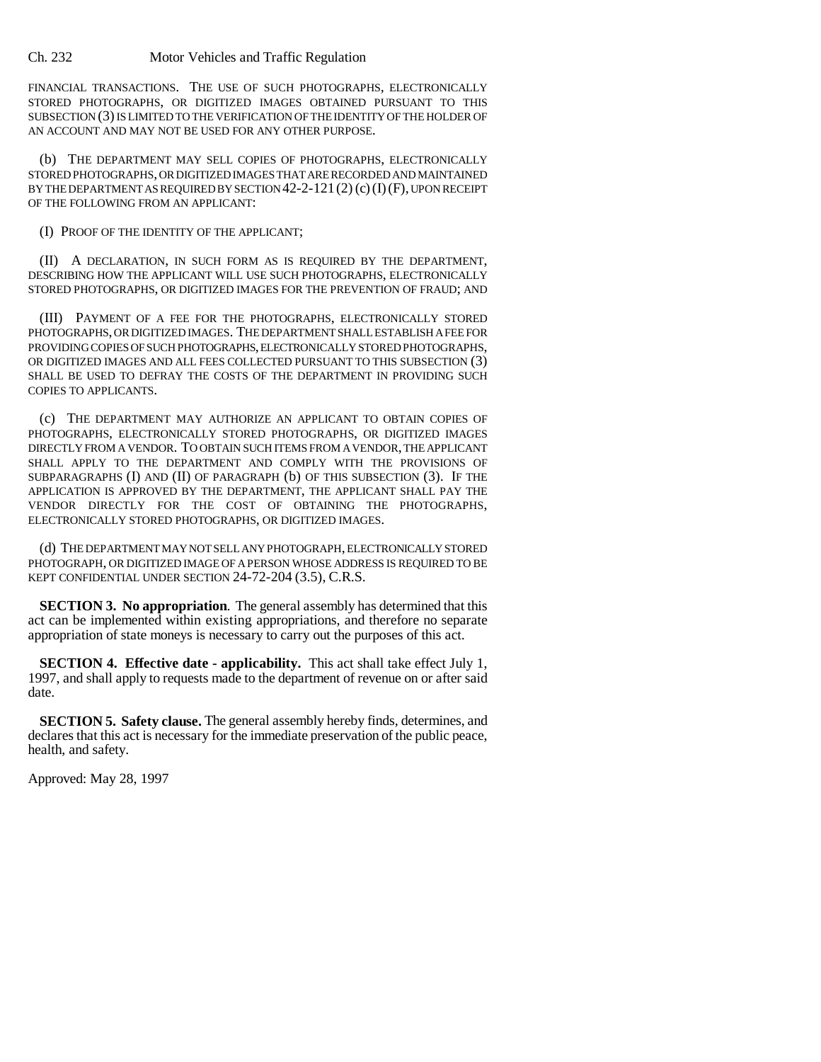FINANCIAL TRANSACTIONS. THE USE OF SUCH PHOTOGRAPHS, ELECTRONICALLY STORED PHOTOGRAPHS, OR DIGITIZED IMAGES OBTAINED PURSUANT TO THIS SUBSECTION (3) IS LIMITED TO THE VERIFICATION OF THE IDENTITY OF THE HOLDER OF AN ACCOUNT AND MAY NOT BE USED FOR ANY OTHER PURPOSE.

(b) THE DEPARTMENT MAY SELL COPIES OF PHOTOGRAPHS, ELECTRONICALLY STORED PHOTOGRAPHS, OR DIGITIZED IMAGES THAT ARE RECORDED AND MAINTAINED BY THE DEPARTMENT AS REQUIRED BY SECTION 42-2-121 (2) (c) (I) (F), UPON RECEIPT OF THE FOLLOWING FROM AN APPLICANT:

(I) PROOF OF THE IDENTITY OF THE APPLICANT;

(II) A DECLARATION, IN SUCH FORM AS IS REQUIRED BY THE DEPARTMENT, DESCRIBING HOW THE APPLICANT WILL USE SUCH PHOTOGRAPHS, ELECTRONICALLY STORED PHOTOGRAPHS, OR DIGITIZED IMAGES FOR THE PREVENTION OF FRAUD; AND

(III) PAYMENT OF A FEE FOR THE PHOTOGRAPHS, ELECTRONICALLY STORED PHOTOGRAPHS, OR DIGITIZED IMAGES. THE DEPARTMENT SHALL ESTABLISH A FEE FOR PROVIDING COPIES OF SUCH PHOTOGRAPHS, ELECTRONICALLY STORED PHOTOGRAPHS, OR DIGITIZED IMAGES AND ALL FEES COLLECTED PURSUANT TO THIS SUBSECTION (3) SHALL BE USED TO DEFRAY THE COSTS OF THE DEPARTMENT IN PROVIDING SUCH COPIES TO APPLICANTS.

(c) THE DEPARTMENT MAY AUTHORIZE AN APPLICANT TO OBTAIN COPIES OF PHOTOGRAPHS, ELECTRONICALLY STORED PHOTOGRAPHS, OR DIGITIZED IMAGES DIRECTLY FROM A VENDOR. TO OBTAIN SUCH ITEMS FROM A VENDOR, THE APPLICANT SHALL APPLY TO THE DEPARTMENT AND COMPLY WITH THE PROVISIONS OF SUBPARAGRAPHS (I) AND (II) OF PARAGRAPH (b) OF THIS SUBSECTION (3). IF THE APPLICATION IS APPROVED BY THE DEPARTMENT, THE APPLICANT SHALL PAY THE VENDOR DIRECTLY FOR THE COST OF OBTAINING THE PHOTOGRAPHS, ELECTRONICALLY STORED PHOTOGRAPHS, OR DIGITIZED IMAGES.

(d) THE DEPARTMENT MAY NOT SELL ANY PHOTOGRAPH, ELECTRONICALLY STORED PHOTOGRAPH, OR DIGITIZED IMAGE OF A PERSON WHOSE ADDRESS IS REQUIRED TO BE KEPT CONFIDENTIAL UNDER SECTION 24-72-204 (3.5), C.R.S.

**SECTION 3. No appropriation**. The general assembly has determined that this act can be implemented within existing appropriations, and therefore no separate appropriation of state moneys is necessary to carry out the purposes of this act.

**SECTION 4. Effective date - applicability.** This act shall take effect July 1, 1997, and shall apply to requests made to the department of revenue on or after said date.

**SECTION 5. Safety clause.** The general assembly hereby finds, determines, and declares that this act is necessary for the immediate preservation of the public peace, health, and safety.

Approved: May 28, 1997